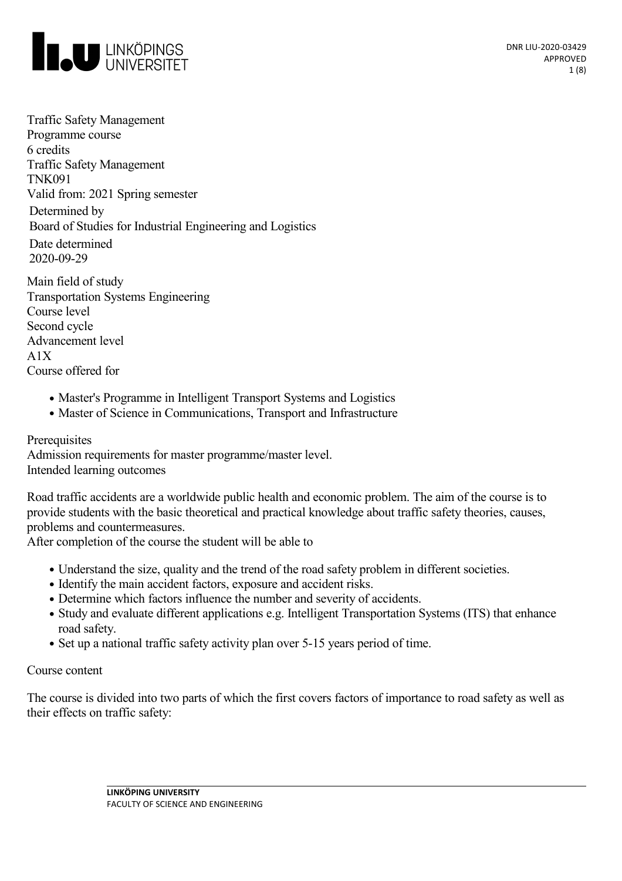Traffic Safety Management
Programme course
6 credits
Traffic Safety Management
TNK091
Valid from: 2021 Spring semester

Determined by
Board of Studies for Industrial Engineering and Logistics

Date determined
2020-09-29

Main field of study
Transportation Systems Engineering

Course level
Second cycle

Advancement level
A1X

Course offered for

- Master's Programme in Intelligent Transport Systems and Logistics
- Master of Science in Communications, Transport and Infrastructure

Prerequisites
Admission requirements for master programme/master level.

Intended learning outcomes

Road traffic accidents are a worldwide public health and economic problem. The aim of the course is to provide students with the basic theoretical and practical knowledge about traffic safety theories, causes, problems and countermeasures.
After completion of the course the student will be able to

- Understand the size, quality and the trend of the road safety problem in different societies.
- Identify the main accident factors, exposure and accident risks.
- Determine which factors influence the number and severity of accidents.
- Study and evaluate different applications e.g. Intelligent Transportation Systems (ITS) that enhance road safety.
- Set up a national traffic safety activity plan over 5-15 years period of time.

Course content

The course is divided into two parts of which the first covers factors of importance to road safety as well as their effects on traffic safety: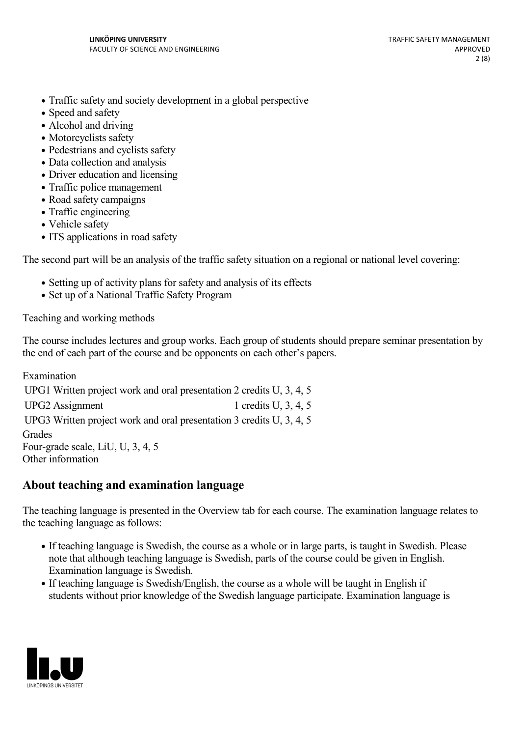- Traffic safety and society development in a global perspective
- Speed and safety
- Alcohol and driving
- Motorcyclists safety
- Pedestrians and cyclists safety
- Data collection and analysis
- Driver education and licensing
- Traffic police management
- Road safety campaigns
- Traffic engineering
- Vehicle safety
- ITS applications in road safety

The second part will be an analysis of the traffic safety situation on a regional or national level covering:

- Setting up of activity plans for safety and analysis of its effects
- Set up of a National Traffic Safety Program

Teaching and working methods

The course includes lectures and group works. Each group of students should prepare seminar presentation by the end of each part of the course and be opponents on each other's papers.

Examination

| | | |
|---|---|---|
| UPG1 | Written project work and oral presentation | 2 credits U, 3, 4, 5 |
| UPG2 | Assignment | 1 credits U, 3, 4, 5 |
| UPG3 | Written project work and oral presentation | 3 credits U, 3, 4, 5 |

Grades

Four-grade scale, LiU, U, 3, 4, 5

Other information

## About teaching and examination language

The teaching language is presented in the Overview tab for each course. The examination language relates to the teaching language as follows:

- If teaching language is Swedish, the course as a whole or in large parts, is taught in Swedish. Please note that although teaching language is Swedish, parts of the course could be given in English. Examination language is Swedish.
- If teaching language is Swedish/English, the course as a whole will be taught in English if students without prior knowledge of the Swedish language participate. Examination language is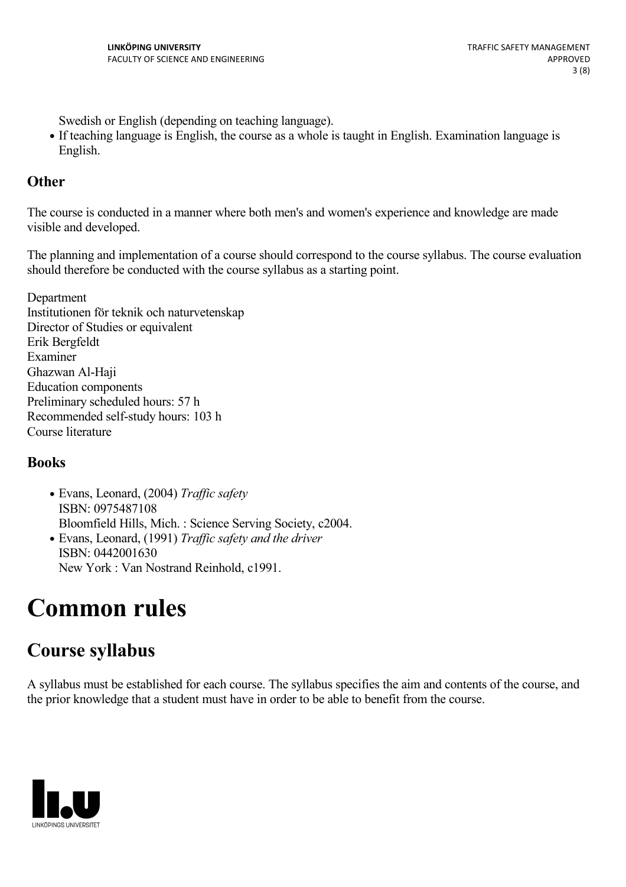Swedish or English (depending on teaching language).

- If teaching language is English, the course as a whole is taught in English. Examination language is English.

## Other

The course is conducted in a manner where both men's and women's experience and knowledge are made visible and developed.

The planning and implementation of a course should correspond to the course syllabus. The course evaluation should therefore be conducted with the course syllabus as a starting point.

Department
Institutionen för teknik och naturvetenskap
Director of Studies or equivalent
Erik Bergfeldt
Examiner
Ghazwan Al-Haji
Education components
Preliminary scheduled hours: 57 h
Recommended self-study hours: 103 h
Course literature

## Books

- Evans, Leonard, (2004) *Traffic safety*
  ISBN: 0975487108
  Bloomfield Hills, Mich. : Science Serving Society, c2004.
- Evans, Leonard, (1991) *Traffic safety and the driver*
  ISBN: 0442001630
  New York : Van Nostrand Reinhold, c1991.

# Common rules

## Course syllabus

A syllabus must be established for each course. The syllabus specifies the aim and contents of the course, and the prior knowledge that a student must have in order to be able to benefit from the course.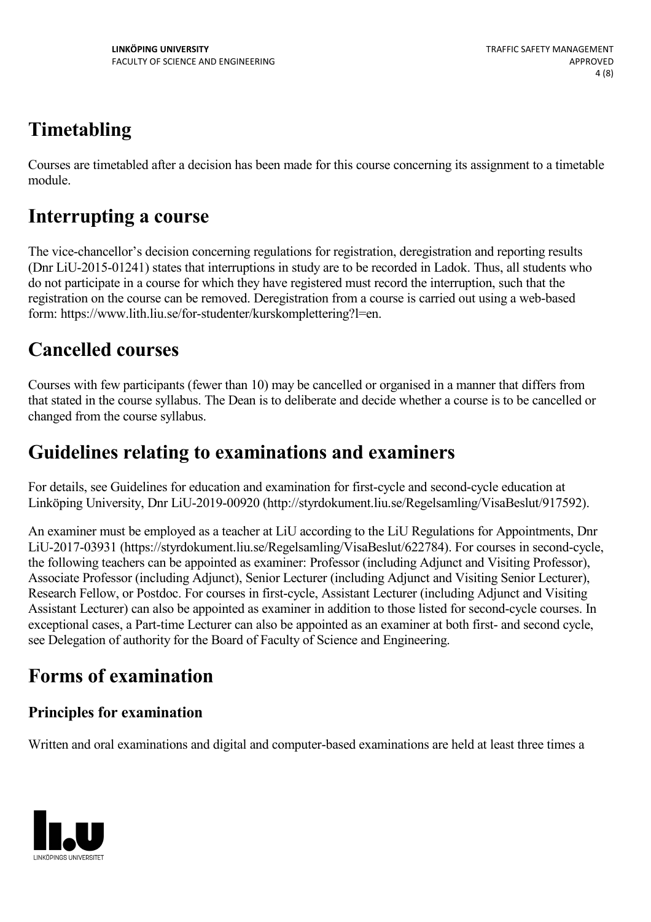# Timetabling

Courses are timetabled after a decision has been made for this course concerning its assignment to a timetable module.

# Interrupting a course

The vice-chancellor's decision concerning regulations for registration, deregistration and reporting results (Dnr LiU-2015-01241) states that interruptions in study are to be recorded in Ladok. Thus, all students who do not participate in a course for which they have registered must record the interruption, such that the registration on the course can be removed. Deregistration from a course is carried out using a web-based form: https://www.lith.liu.se/for-studenter/kurskomplettering?l=en.

# Cancelled courses

Courses with few participants (fewer than 10) may be cancelled or organised in a manner that differs from that stated in the course syllabus. The Dean is to deliberate and decide whether a course is to be cancelled or changed from the course syllabus.

# Guidelines relating to examinations and examiners

For details, see Guidelines for education and examination for first-cycle and second-cycle education at Linköping University, Dnr LiU-2019-00920 (http://styrdokument.liu.se/Regelsamling/VisaBeslut/917592).

An examiner must be employed as a teacher at LiU according to the LiU Regulations for Appointments, Dnr LiU-2017-03931 (https://styrdokument.liu.se/Regelsamling/VisaBeslut/622784). For courses in second-cycle, the following teachers can be appointed as examiner: Professor (including Adjunct and Visiting Professor), Associate Professor (including Adjunct), Senior Lecturer (including Adjunct and Visiting Senior Lecturer), Research Fellow, or Postdoc. For courses in first-cycle, Assistant Lecturer (including Adjunct and Visiting Assistant Lecturer) can also be appointed as examiner in addition to those listed for second-cycle courses. In exceptional cases, a Part-time Lecturer can also be appointed as an examiner at both first- and second cycle, see Delegation of authority for the Board of Faculty of Science and Engineering.

# Forms of examination

## Principles for examination

Written and oral examinations and digital and computer-based examinations are held at least three times a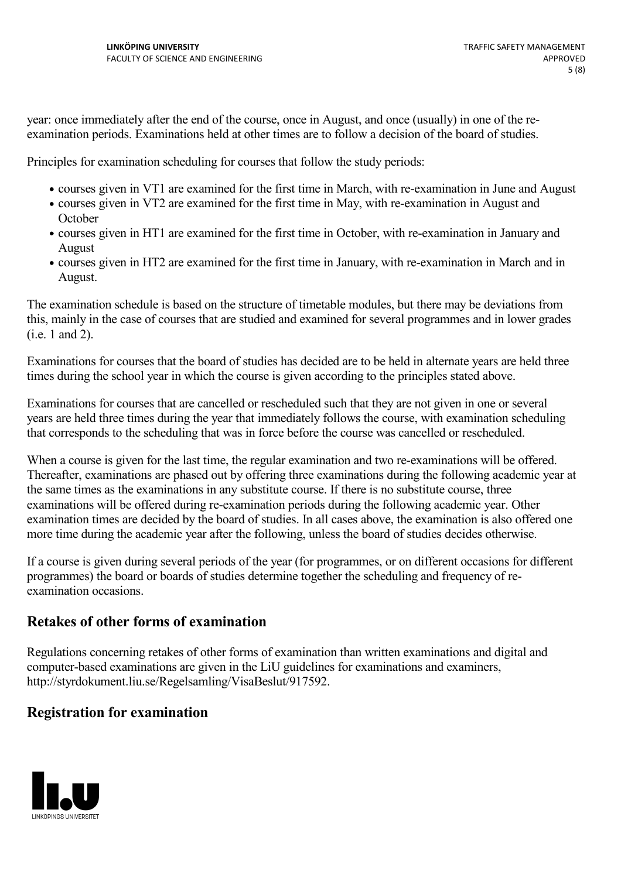year: once immediately after the end of the course, once in August, and once (usually) in one of the re-examination periods. Examinations held at other times are to follow a decision of the board of studies.

Principles for examination scheduling for courses that follow the study periods:

- courses given in VT1 are examined for the first time in March, with re-examination in June and August
- courses given in VT2 are examined for the first time in May, with re-examination in August and October
- courses given in HT1 are examined for the first time in October, with re-examination in January and August
- courses given in HT2 are examined for the first time in January, with re-examination in March and in August.

The examination schedule is based on the structure of timetable modules, but there may be deviations from this, mainly in the case of courses that are studied and examined for several programmes and in lower grades (i.e. 1 and 2).

Examinations for courses that the board of studies has decided are to be held in alternate years are held three times during the school year in which the course is given according to the principles stated above.

Examinations for courses that are cancelled or rescheduled such that they are not given in one or several years are held three times during the year that immediately follows the course, with examination scheduling that corresponds to the scheduling that was in force before the course was cancelled or rescheduled.

When a course is given for the last time, the regular examination and two re-examinations will be offered. Thereafter, examinations are phased out by offering three examinations during the following academic year at the same times as the examinations in any substitute course. If there is no substitute course, three examinations will be offered during re-examination periods during the following academic year. Other examination times are decided by the board of studies. In all cases above, the examination is also offered one more time during the academic year after the following, unless the board of studies decides otherwise.

If a course is given during several periods of the year (for programmes, or on different occasions for different programmes) the board or boards of studies determine together the scheduling and frequency of re-examination occasions.

## Retakes of other forms of examination

Regulations concerning retakes of other forms of examination than written examinations and digital and computer-based examinations are given in the LiU guidelines for examinations and examiners, http://styrdokument.liu.se/Regelsamling/VisaBeslut/917592.

## Registration for examination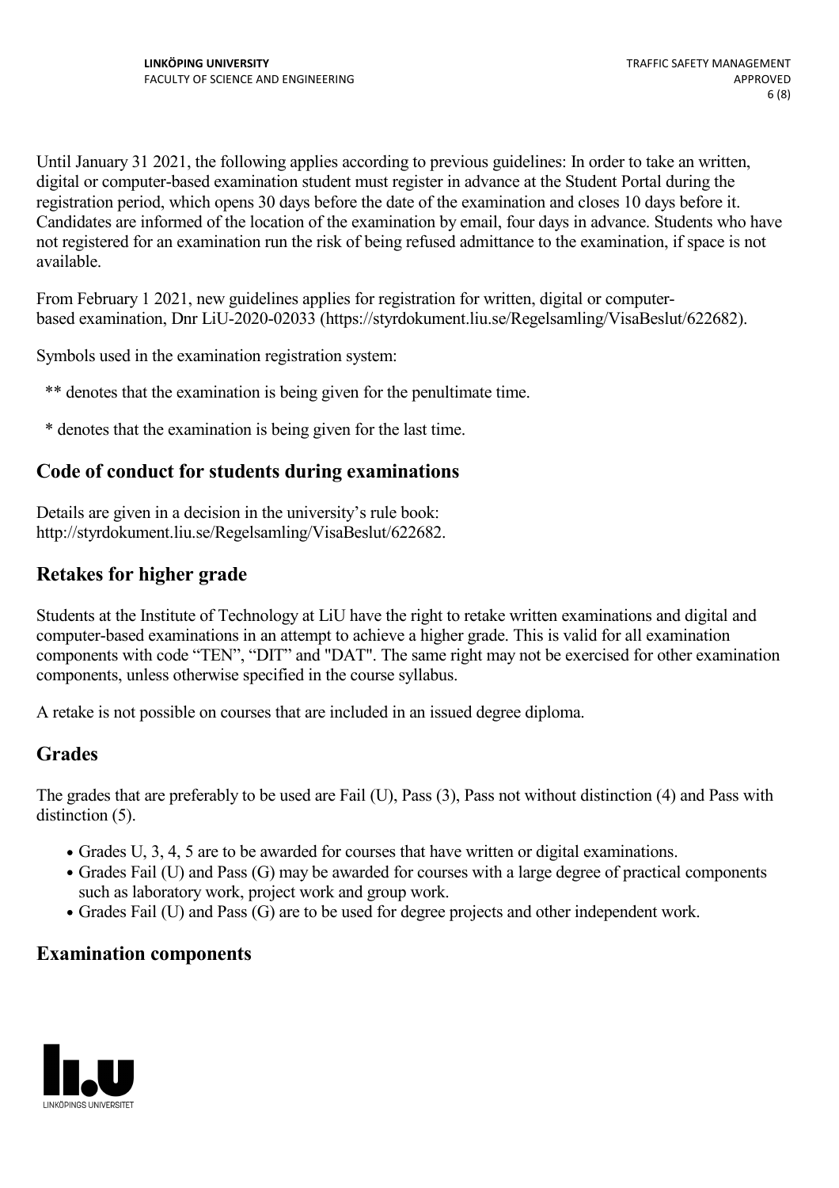Until January 31 2021, the following applies according to previous guidelines: In order to take an written, digital or computer-based examination student must register in advance at the Student Portal during the registration period, which opens 30 days before the date of the examination and closes 10 days before it. Candidates are informed of the location of the examination by email, four days in advance. Students who have not registered for an examination run the risk of being refused admittance to the examination, if space is not available.

From February 1 2021, new guidelines applies for registration for written, digital or computer-based examination, Dnr LiU-2020-02033 (https://styrdokument.liu.se/Regelsamling/VisaBeslut/622682).

Symbols used in the examination registration system:

** denotes that the examination is being given for the penultimate time.

* denotes that the examination is being given for the last time.

## Code of conduct for students during examinations

Details are given in a decision in the university's rule book: http://styrdokument.liu.se/Regelsamling/VisaBeslut/622682.

## Retakes for higher grade

Students at the Institute of Technology at LiU have the right to retake written examinations and digital and computer-based examinations in an attempt to achieve a higher grade. This is valid for all examination components with code "TEN", "DIT" and "DAT". The same right may not be exercised for other examination components, unless otherwise specified in the course syllabus.

A retake is not possible on courses that are included in an issued degree diploma.

## Grades

The grades that are preferably to be used are Fail (U), Pass (3), Pass not without distinction (4) and Pass with distinction (5).

- Grades U, 3, 4, 5 are to be awarded for courses that have written or digital examinations.
- Grades Fail (U) and Pass (G) may be awarded for courses with a large degree of practical components such as laboratory work, project work and group work.
- Grades Fail (U) and Pass (G) are to be used for degree projects and other independent work.

## Examination components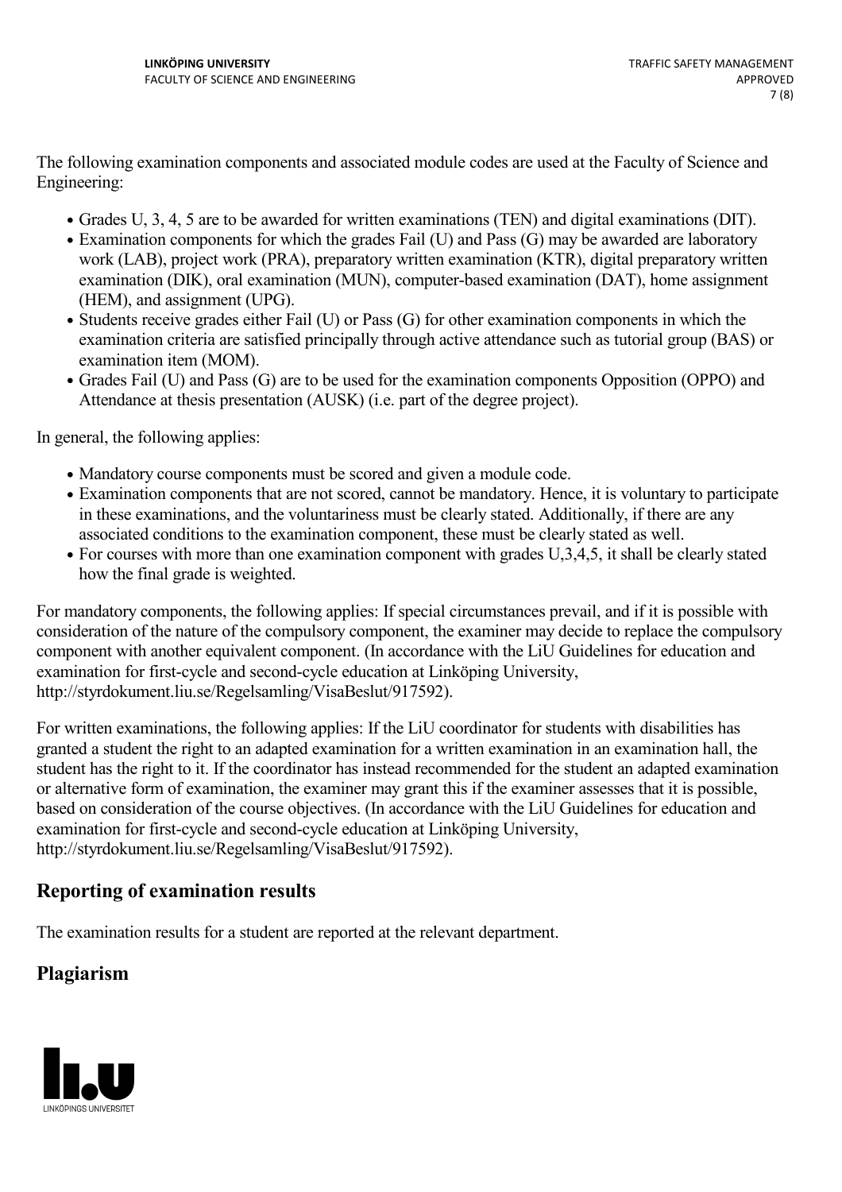The following examination components and associated module codes are used at the Faculty of Science and Engineering:

- Grades U, 3, 4, 5 are to be awarded for written examinations (TEN) and digital examinations (DIT).
- Examination components for which the grades Fail (U) and Pass (G) may be awarded are laboratory work (LAB), project work (PRA), preparatory written examination (KTR), digital preparatory written examination (DIK), oral examination (MUN), computer-based examination (DAT), home assignment (HEM), and assignment (UPG).
- Students receive grades either Fail (U) or Pass (G) for other examination components in which the examination criteria are satisfied principally through active attendance such as tutorial group (BAS) or examination item (MOM).
- Grades Fail (U) and Pass (G) are to be used for the examination components Opposition (OPPO) and Attendance at thesis presentation (AUSK) (i.e. part of the degree project).

In general, the following applies:

- Mandatory course components must be scored and given a module code.
- Examination components that are not scored, cannot be mandatory. Hence, it is voluntary to participate in these examinations, and the voluntariness must be clearly stated. Additionally, if there are any associated conditions to the examination component, these must be clearly stated as well.
- For courses with more than one examination component with grades U,3,4,5, it shall be clearly stated how the final grade is weighted.

For mandatory components, the following applies: If special circumstances prevail, and if it is possible with consideration of the nature of the compulsory component, the examiner may decide to replace the compulsory component with another equivalent component. (In accordance with the LiU Guidelines for education and examination for first-cycle and second-cycle education at Linköping University, http://styrdokument.liu.se/Regelsamling/VisaBeslut/917592).

For written examinations, the following applies: If the LiU coordinator for students with disabilities has granted a student the right to an adapted examination for a written examination in an examination hall, the student has the right to it. If the coordinator has instead recommended for the student an adapted examination or alternative form of examination, the examiner may grant this if the examiner assesses that it is possible, based on consideration of the course objectives. (In accordance with the LiU Guidelines for education and examination for first-cycle and second-cycle education at Linköping University, http://styrdokument.liu.se/Regelsamling/VisaBeslut/917592).

## Reporting of examination results

The examination results for a student are reported at the relevant department.

## Plagiarism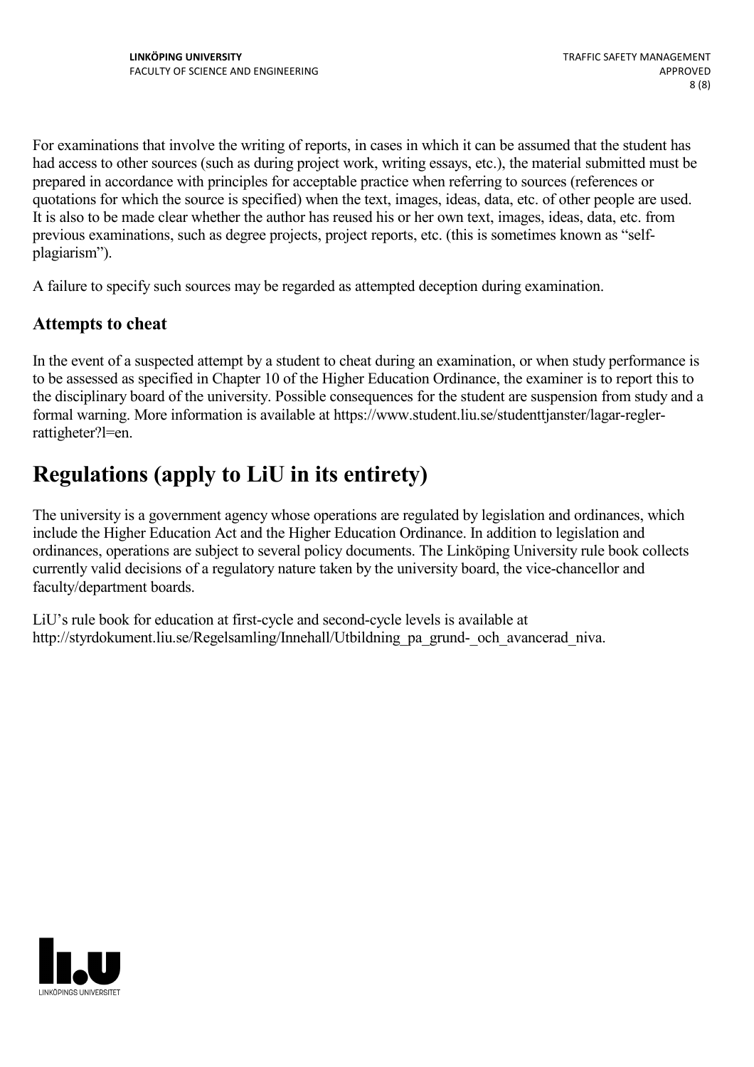For examinations that involve the writing of reports, in cases in which it can be assumed that the student has had access to other sources (such as during project work, writing essays, etc.), the material submitted must be prepared in accordance with principles for acceptable practice when referring to sources (references or quotations for which the source is specified) when the text, images, ideas, data, etc. of other people are used. It is also to be made clear whether the author has reused his or her own text, images, ideas, data, etc. from previous examinations, such as degree projects, project reports, etc. (this is sometimes known as "self-plagiarism").

A failure to specify such sources may be regarded as attempted deception during examination.

## Attempts to cheat

In the event of a suspected attempt by a student to cheat during an examination, or when study performance is to be assessed as specified in Chapter 10 of the Higher Education Ordinance, the examiner is to report this to the disciplinary board of the university. Possible consequences for the student are suspension from study and a formal warning. More information is available at https://www.student.liu.se/studenttjanster/lagar-regler-rattigheter?l=en.

# Regulations (apply to LiU in its entirety)

The university is a government agency whose operations are regulated by legislation and ordinances, which include the Higher Education Act and the Higher Education Ordinance. In addition to legislation and ordinances, operations are subject to several policy documents. The Linköping University rule book collects currently valid decisions of a regulatory nature taken by the university board, the vice-chancellor and faculty/department boards.

LiU's rule book for education at first-cycle and second-cycle levels is available at http://styrdokument.liu.se/Regelsamling/Innehall/Utbildning_pa_grund-_och_avancerad_niva.